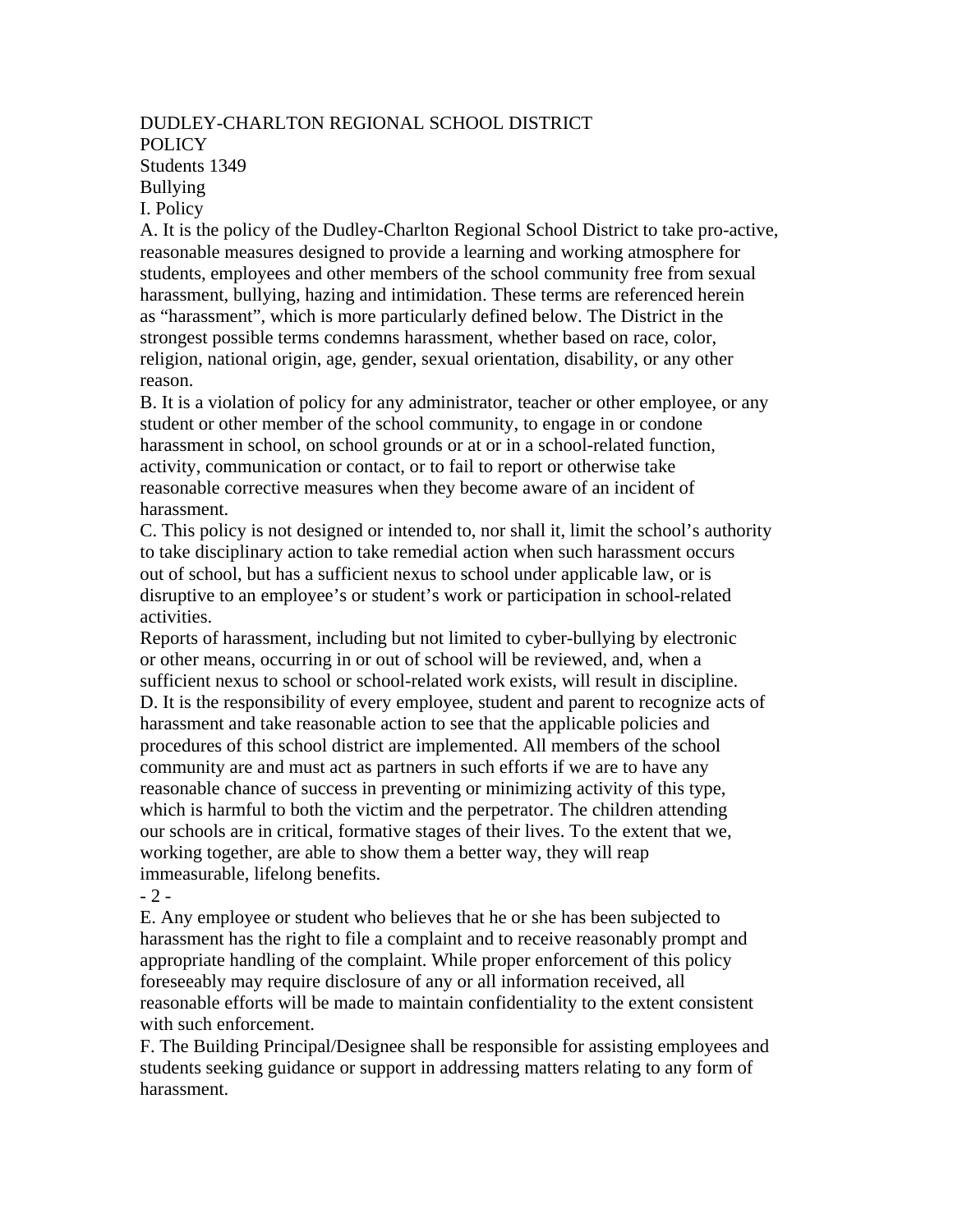DUDLEY-CHARLTON REGIONAL SCHOOL DISTRICT

POLICY

Students 1349

Bullying

I. Policy

A. It is the policy of the Dudley-Charlton Regional School District to take pro-active, reasonable measures designed to provide a learning and working atmosphere for students, employees and other members of the school community free from sexual harassment, bullying, hazing and intimidation. These terms are referenced herein as "harassment", which is more particularly defined below. The District in the strongest possible terms condemns harassment, whether based on race, color, religion, national origin, age, gender, sexual orientation, disability, or any other reason.

B. It is a violation of policy for any administrator, teacher or other employee, or any student or other member of the school community, to engage in or condone harassment in school, on school grounds or at or in a school-related function, activity, communication or contact, or to fail to report or otherwise take reasonable corrective measures when they become aware of an incident of harassment.

C. This policy is not designed or intended to, nor shall it, limit the school's authority to take disciplinary action to take remedial action when such harassment occurs out of school, but has a sufficient nexus to school under applicable law, or is disruptive to an employee's or student's work or participation in school-related activities.

Reports of harassment, including but not limited to cyber-bullying by electronic or other means, occurring in or out of school will be reviewed, and, when a sufficient nexus to school or school-related work exists, will result in discipline.

D. It is the responsibility of every employee, student and parent to recognize acts of harassment and take reasonable action to see that the applicable policies and procedures of this school district are implemented. All members of the school community are and must act as partners in such efforts if we are to have any reasonable chance of success in preventing or minimizing activity of this type, which is harmful to both the victim and the perpetrator. The children attending our schools are in critical, formative stages of their lives. To the extent that we, working together, are able to show them a better way, they will reap immeasurable, lifelong benefits.

E. Any employee or student who believes that he or she has been subjected to harassment has the right to file a complaint and to receive reasonably prompt and appropriate handling of the complaint. While proper enforcement of this policy foreseeably may require disclosure of any or all information received, all reasonable efforts will be made to maintain confidentiality to the extent consistent with such enforcement.

F. The Building Principal/Designee shall be responsible for assisting employees and students seeking guidance or support in addressing matters relating to any form of harassment.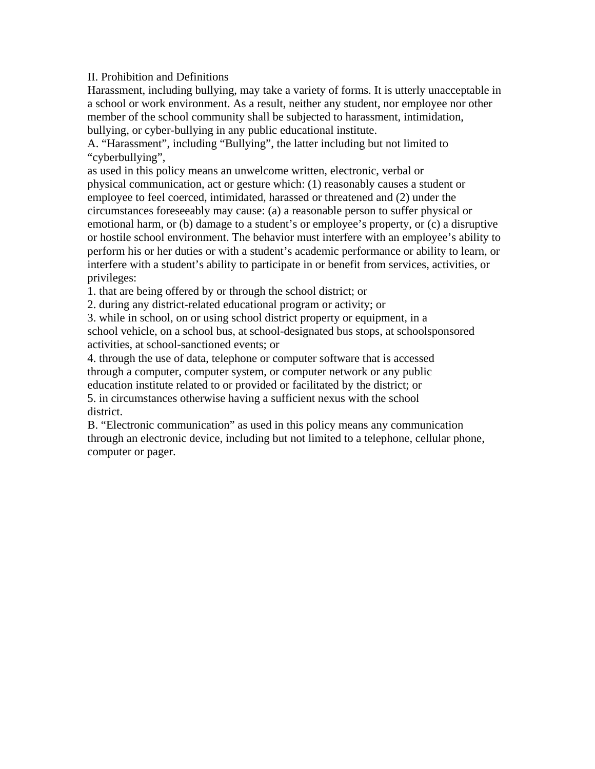## II. Prohibition and Definitions

Harassment, including bullying, may take a variety of forms. It is utterly unacceptable in a school or work environment. As a result, neither any student, nor employee nor other member of the school community shall be subjected to harassment, intimidation, bullying, or cyber-bullying in any public educational institute.

A. "Harassment", including "Bullying", the latter including but not limited to "cyberbullying", as used in this policy means an unwelcome written, electronic, verbal or physical communication, act or gesture which: (1) reasonably causes a student or employee to feel coerced, intimidated, harassed or threatened and (2) under the circumstances foreseeably may cause: (a) a reasonable person to suffer physical or emotional harm, or (b) damage to a student's or employee's property, or (c) a disruptive or hostile school environment. The behavior must interfere with an employee's ability to perform his or her duties or with a student's academic performance or ability to learn, or interfere with a student's ability to participate in or benefit from services, activities, or privileges:

1. that are being offered by or through the school district; or
2. during any district-related educational program or activity; or
3. while in school, on or using school district property or equipment, in a school vehicle, on a school bus, at school-designated bus stops, at schoolsponsored activities, at school-sanctioned events; or
4. through the use of data, telephone or computer software that is accessed through a computer, computer system, or computer network or any public education institute related to or provided or facilitated by the district; or
5. in circumstances otherwise having a sufficient nexus with the school district.

B. "Electronic communication" as used in this policy means any communication through an electronic device, including but not limited to a telephone, cellular phone, computer or pager.